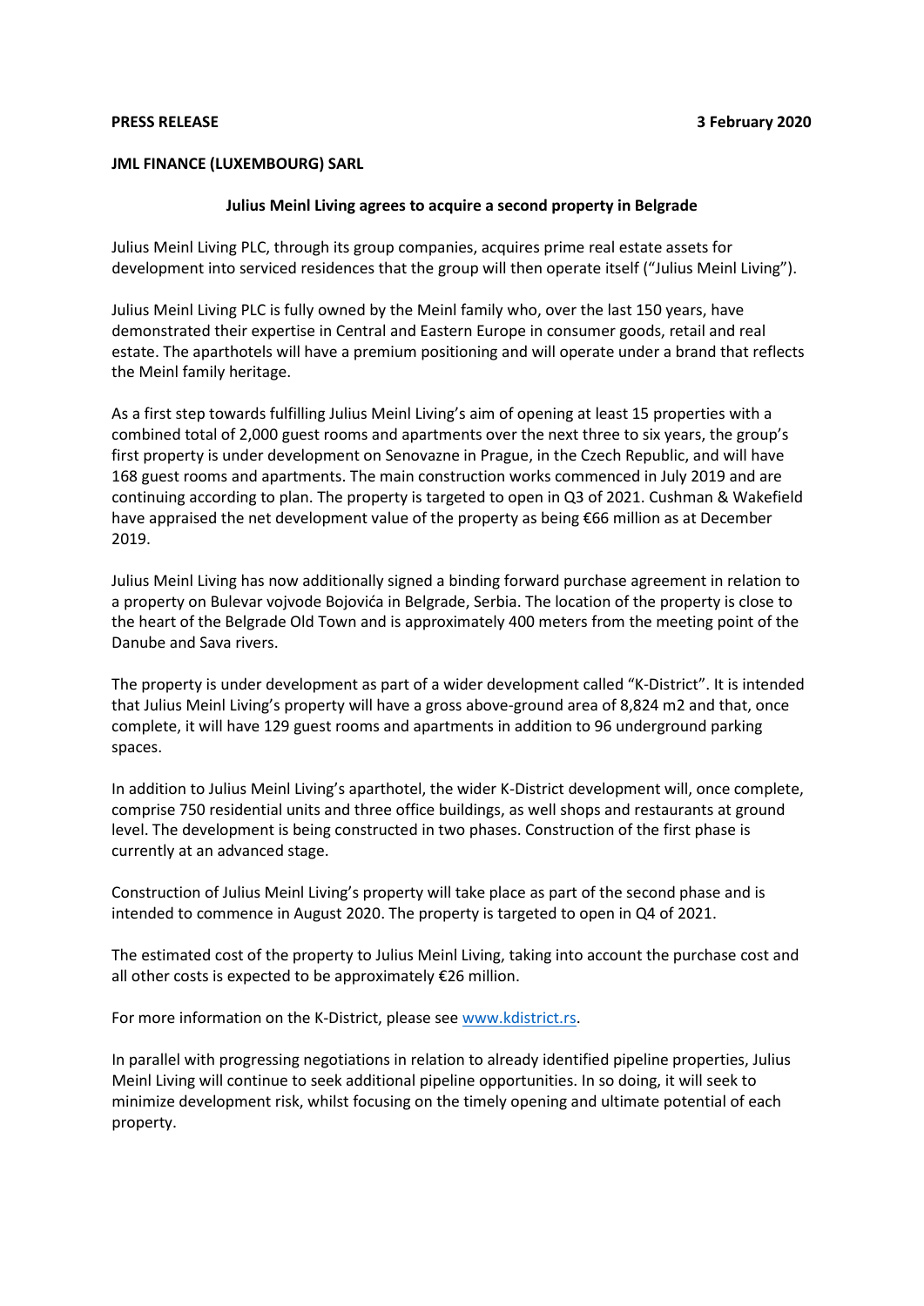**PRESS RELEASE** **3 February 2020**

**JML FINANCE (LUXEMBOURG) SARL**

## Julius Meinl Living agrees to acquire a second property in Belgrade

Julius Meinl Living PLC, through its group companies, acquires prime real estate assets for development into serviced residences that the group will then operate itself ("Julius Meinl Living").

Julius Meinl Living PLC is fully owned by the Meinl family who, over the last 150 years, have demonstrated their expertise in Central and Eastern Europe in consumer goods, retail and real estate. The aparthotels will have a premium positioning and will operate under a brand that reflects the Meinl family heritage.

As a first step towards fulfilling Julius Meinl Living's aim of opening at least 15 properties with a combined total of 2,000 guest rooms and apartments over the next three to six years, the group's first property is under development on Senovazne in Prague, in the Czech Republic, and will have 168 guest rooms and apartments. The main construction works commenced in July 2019 and are continuing according to plan. The property is targeted to open in Q3 of 2021. Cushman & Wakefield have appraised the net development value of the property as being €66 million as at December 2019.

Julius Meinl Living has now additionally signed a binding forward purchase agreement in relation to a property on Bulevar vojvode Bojovića in Belgrade, Serbia. The location of the property is close to the heart of the Belgrade Old Town and is approximately 400 meters from the meeting point of the Danube and Sava rivers.

The property is under development as part of a wider development called "K-District". It is intended that Julius Meinl Living's property will have a gross above-ground area of 8,824 m2 and that, once complete, it will have 129 guest rooms and apartments in addition to 96 underground parking spaces.

In addition to Julius Meinl Living's aparthotel, the wider K-District development will, once complete, comprise 750 residential units and three office buildings, as well shops and restaurants at ground level. The development is being constructed in two phases. Construction of the first phase is currently at an advanced stage.

Construction of Julius Meinl Living's property will take place as part of the second phase and is intended to commence in August 2020. The property is targeted to open in Q4 of 2021.

The estimated cost of the property to Julius Meinl Living, taking into account the purchase cost and all other costs is expected to be approximately €26 million.

For more information on the K-District, please see [www.kdistrict.rs](http://www.kdistrict.rs).

In parallel with progressing negotiations in relation to already identified pipeline properties, Julius Meinl Living will continue to seek additional pipeline opportunities. In so doing, it will seek to minimize development risk, whilst focusing on the timely opening and ultimate potential of each property.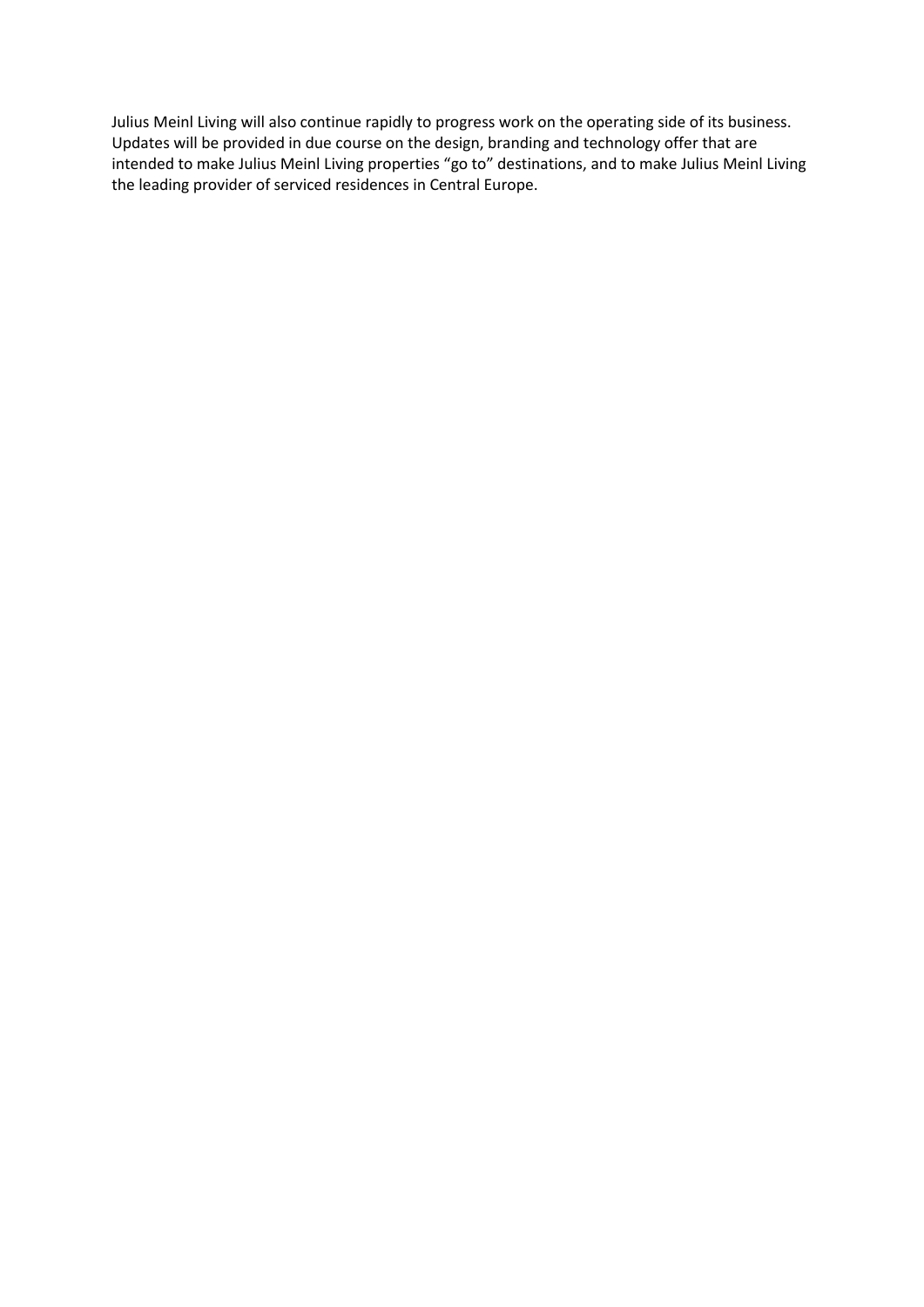Julius Meinl Living will also continue rapidly to progress work on the operating side of its business. Updates will be provided in due course on the design, branding and technology offer that are intended to make Julius Meinl Living properties "go to" destinations, and to make Julius Meinl Living the leading provider of serviced residences in Central Europe.